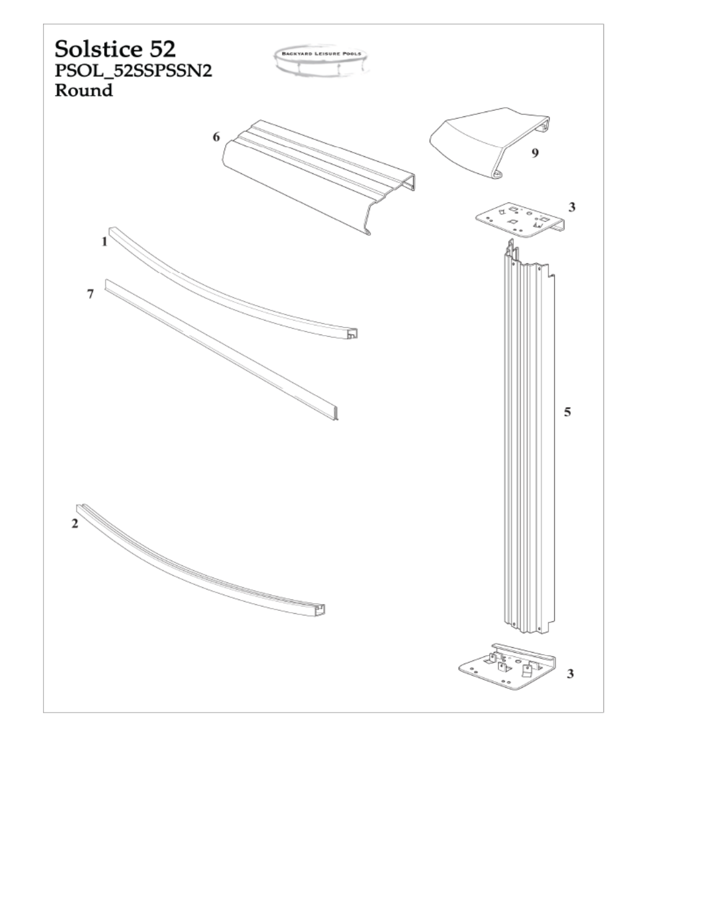# Solstice 52

## PSOL_52SSPSSN2

## Round

6

9

3

1

7

5

2

3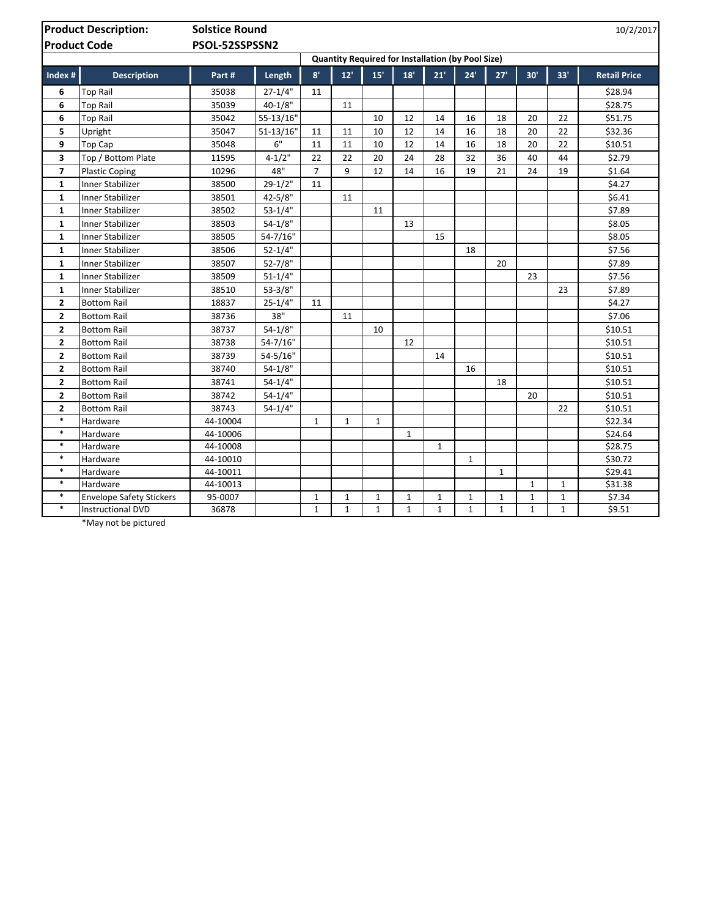| **Product Description:** | **Solstice Round** | | | | | | | | | | | | 10/2/2017 |
|---|---|---|---|---|---|---|---|---|---|---|---|---|---|
| **Product Code** | **PSOL-52SSPSSN2** | | | | | | | | | | | | |
| | | | | **Quantity Required for Installation (by Pool Size)** | | | | | | | | | |
| **Index #** | **Description** | **Part #** | **Length** | **8'** | **12'** | **15'** | **18'** | **21'** | **24'** | **27'** | **30'** | **33'** | **Retail Price** |
| **6** | Top Rail | 35038 | 27-1/4" | 11 | | | | | | | | | $28.94 |
| **6** | Top Rail | 35039 | 40-1/8" | | 11 | | | | | | | | $28.75 |
| **6** | Top Rail | 35042 | 55-13/16" | | | 10 | 12 | 14 | 16 | 18 | 20 | 22 | $51.75 |
| **5** | Upright | 35047 | 51-13/16" | 11 | 11 | 10 | 12 | 14 | 16 | 18 | 20 | 22 | $32.36 |
| **9** | Top Cap | 35048 | 6" | 11 | 11 | 10 | 12 | 14 | 16 | 18 | 20 | 22 | $10.51 |
| **3** | Top / Bottom Plate | 11595 | 4-1/2" | 22 | 22 | 20 | 24 | 28 | 32 | 36 | 40 | 44 | $2.79 |
| **7** | Plastic Coping | 10296 | 48" | 7 | 9 | 12 | 14 | 16 | 19 | 21 | 24 | 19 | $1.64 |
| **1** | Inner Stabilizer | 38500 | 29-1/2" | 11 | | | | | | | | | $4.27 |
| **1** | Inner Stabilizer | 38501 | 42-5/8" | | 11 | | | | | | | | $6.41 |
| **1** | Inner Stabilizer | 38502 | 53-1/4" | | | 11 | | | | | | | $7.89 |
| **1** | Inner Stabilizer | 38503 | 54-1/8" | | | | 13 | | | | | | $8.05 |
| **1** | Inner Stabilizer | 38505 | 54-7/16" | | | | | 15 | | | | | $8.05 |
| **1** | Inner Stabilizer | 38506 | 52-1/4" | | | | | | 18 | | | | $7.56 |
| **1** | Inner Stabilizer | 38507 | 52-7/8" | | | | | | | 20 | | | $7.89 |
| **1** | Inner Stabilizer | 38509 | 51-1/4" | | | | | | | | 23 | | $7.56 |
| **1** | Inner Stabilizer | 38510 | 53-3/8" | | | | | | | | | 23 | $7.89 |
| **2** | Bottom Rail | 18837 | 25-1/4" | 11 | | | | | | | | | $4.27 |
| **2** | Bottom Rail | 38736 | 38" | | 11 | | | | | | | | $7.06 |
| **2** | Bottom Rail | 38737 | 54-1/8" | | | 10 | | | | | | | $10.51 |
| **2** | Bottom Rail | 38738 | 54-7/16" | | | | 12 | | | | | | $10.51 |
| **2** | Bottom Rail | 38739 | 54-5/16" | | | | | 14 | | | | | $10.51 |
| **2** | Bottom Rail | 38740 | 54-1/8" | | | | | | 16 | | | | $10.51 |
| **2** | Bottom Rail | 38741 | 54-1/4" | | | | | | | 18 | | | $10.51 |
| **2** | Bottom Rail | 38742 | 54-1/4" | | | | | | | | 20 | | $10.51 |
| **2** | Bottom Rail | 38743 | 54-1/4" | | | | | | | | | 22 | $10.51 |
| * | Hardware | 44-10004 | | 1 | 1 | 1 | | | | | | | $22.34 |
| * | Hardware | 44-10006 | | | | | 1 | | | | | | $24.64 |
| * | Hardware | 44-10008 | | | | | | 1 | | | | | $28.75 |
| * | Hardware | 44-10010 | | | | | | | 1 | | | | $30.72 |
| * | Hardware | 44-10011 | | | | | | | | 1 | | | $29.41 |
| * | Hardware | 44-10013 | | | | | | | | | 1 | 1 | $31.38 |
| * | Envelope Safety Stickers | 95-0007 | | 1 | 1 | 1 | 1 | 1 | 1 | 1 | 1 | 1 | $7.34 |
| * | Instructional DVD | 36878 | | 1 | 1 | 1 | 1 | 1 | 1 | 1 | 1 | 1 | $9.51 |

*May not be pictured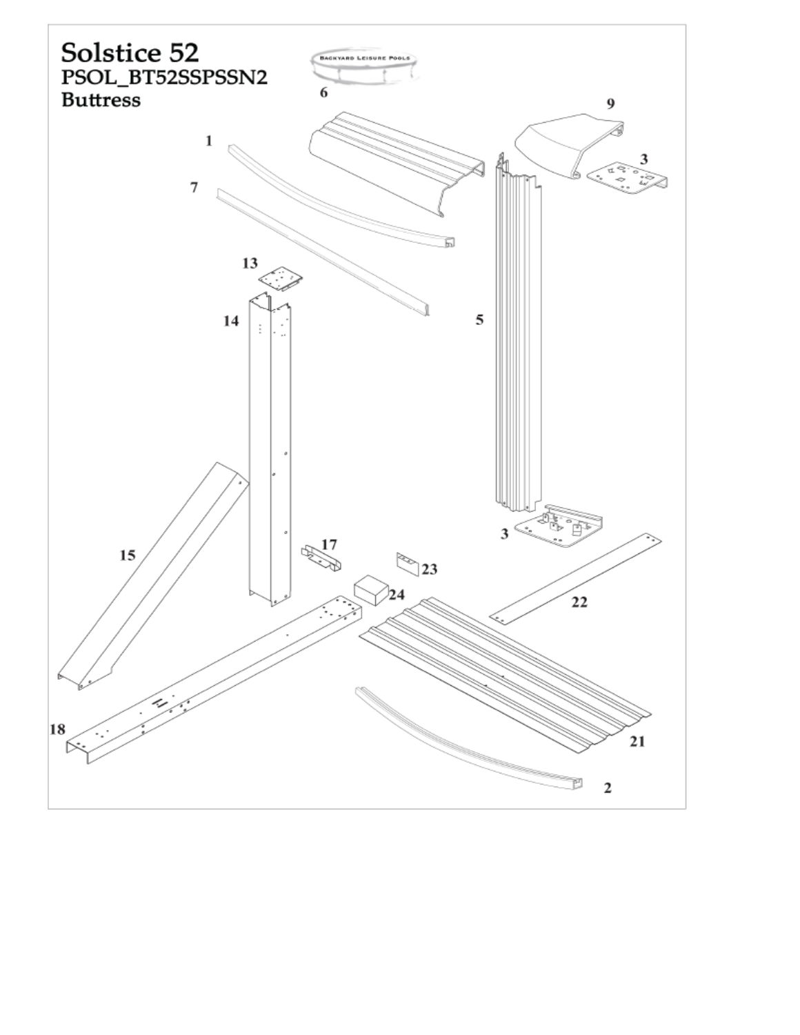# Solstice 52

## PSOL_BT52SSPSSN2

## Buttress

BACKYARD LEISURE POOLS

6

9

1

3

7

13

14

5

15

17

23

3

24

22

18

21

2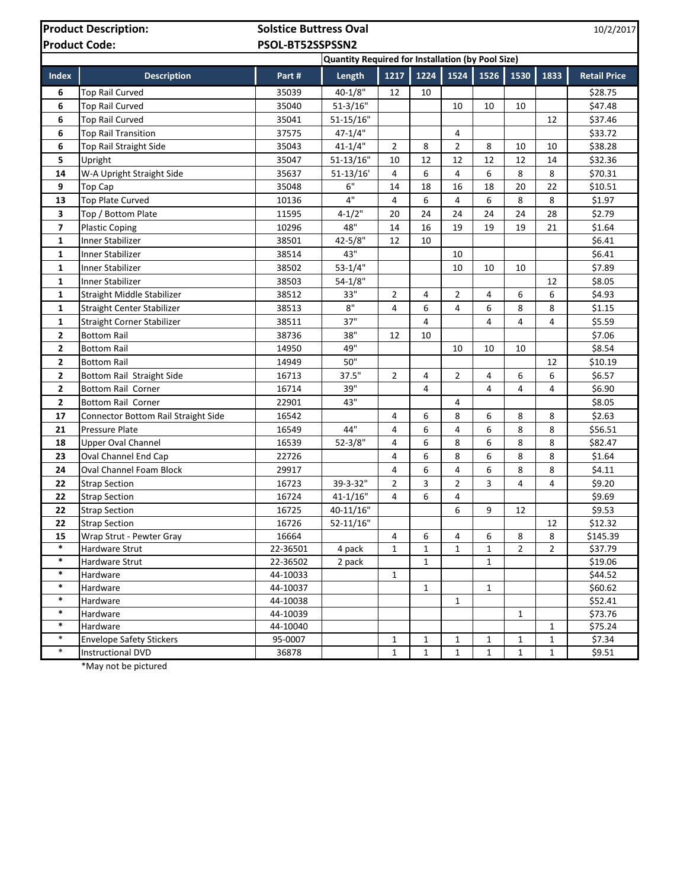| **Product Description:** | **Solstice Buttress Oval** | | | | | | | | | 10/2/2017 |
|---|---|---|---|---|---|---|---|---|---|---|
| **Product Code:** | **PSOL-BT52SSPSSN2** | | | | | | | | | |
| | | | **Quantity Required for Installation (by Pool Size)** | | | | | | | |
| **Index** | **Description** | **Part #** | **Length** | **1217** | **1224** | **1524** | **1526** | **1530** | **1833** | **Retail Price** |
| 6 | Top Rail Curved | 35039 | 40-1/8" | 12 | 10 | | | | | $28.75 |
| 6 | Top Rail Curved | 35040 | 51-3/16" | | | 10 | 10 | 10 | | $47.48 |
| 6 | Top Rail Curved | 35041 | 51-15/16" | | | | | | 12 | $37.46 |
| 6 | Top Rail Transition | 37575 | 47-1/4" | | | 4 | | | | $33.72 |
| 6 | Top Rail Straight Side | 35043 | 41-1/4" | 2 | 8 | 2 | 8 | 10 | 10 | $38.28 |
| 5 | Upright | 35047 | 51-13/16" | 10 | 12 | 12 | 12 | 12 | 14 | $32.36 |
| 14 | W-A Upright Straight Side | 35637 | 51-13/16' | 4 | 6 | 4 | 6 | 8 | 8 | $70.31 |
| 9 | Top Cap | 35048 | 6" | 14 | 18 | 16 | 18 | 20 | 22 | $10.51 |
| 13 | Top Plate Curved | 10136 | 4" | 4 | 6 | 4 | 6 | 8 | 8 | $1.97 |
| 3 | Top / Bottom Plate | 11595 | 4-1/2" | 20 | 24 | 24 | 24 | 24 | 28 | $2.79 |
| 7 | Plastic Coping | 10296 | 48" | 14 | 16 | 19 | 19 | 19 | 21 | $1.64 |
| 1 | Inner Stabilizer | 38501 | 42-5/8" | 12 | 10 | | | | | $6.41 |
| 1 | Inner Stabilizer | 38514 | 43" | | | 10 | | | | $6.41 |
| 1 | Inner Stabilizer | 38502 | 53-1/4" | | | 10 | 10 | 10 | | $7.89 |
| 1 | Inner Stabilizer | 38503 | 54-1/8" | | | | | | 12 | $8.05 |
| 1 | Straight Middle Stabilizer | 38512 | 33" | 2 | 4 | 2 | 4 | 6 | 6 | $4.93 |
| 1 | Straight Center Stabilizer | 38513 | 8" | 4 | 6 | 4 | 6 | 8 | 8 | $1.15 |
| 1 | Straight Corner Stabilizer | 38511 | 37" | | 4 | | 4 | 4 | 4 | $5.59 |
| 2 | Bottom Rail | 38736 | 38" | 12 | 10 | | | | | $7.06 |
| 2 | Bottom Rail | 14950 | 49" | | | 10 | 10 | 10 | | $8.54 |
| 2 | Bottom Rail | 14949 | 50" | | | | | | 12 | $10.19 |
| 2 | Bottom Rail Straight Side | 16713 | 37.5" | 2 | 4 | 2 | 4 | 6 | 6 | $6.57 |
| 2 | Bottom Rail Corner | 16714 | 39" | | 4 | | 4 | 4 | 4 | $6.90 |
| 2 | Bottom Rail Corner | 22901 | 43" | | | 4 | | | | $8.05 |
| 17 | Connector Bottom Rail Straight Side | 16542 | | 4 | 6 | 8 | 6 | 8 | 8 | $2.63 |
| 21 | Pressure Plate | 16549 | 44" | 4 | 6 | 4 | 6 | 8 | 8 | $56.51 |
| 18 | Upper Oval Channel | 16539 | 52-3/8" | 4 | 6 | 8 | 6 | 8 | 8 | $82.47 |
| 23 | Oval Channel End Cap | 22726 | | 4 | 6 | 8 | 6 | 8 | 8 | $1.64 |
| 24 | Oval Channel Foam Block | 29917 | | 4 | 6 | 4 | 6 | 8 | 8 | $4.11 |
| 22 | Strap Section | 16723 | 39-3-32" | 2 | 3 | 2 | 3 | 4 | 4 | $9.20 |
| 22 | Strap Section | 16724 | 41-1/16" | 4 | 6 | 4 | | | | $9.69 |
| 22 | Strap Section | 16725 | 40-11/16" | | | 6 | 9 | 12 | | $9.53 |
| 22 | Strap Section | 16726 | 52-11/16" | | | | | | 12 | $12.32 |
| 15 | Wrap Strut - Pewter Gray | 16664 | | 4 | 6 | 4 | 6 | 8 | 8 | $145.39 |
| * | Hardware Strut | 22-36501 | 4 pack | 1 | 1 | 1 | 1 | 2 | 2 | $37.79 |
| * | Hardware Strut | 22-36502 | 2 pack | | 1 | | 1 | | | $19.06 |
| * | Hardware | 44-10033 | | 1 | | | | | | $44.52 |
| * | Hardware | 44-10037 | | | 1 | | 1 | | | $60.62 |
| * | Hardware | 44-10038 | | | | 1 | | | | $52.41 |
| * | Hardware | 44-10039 | | | | | | 1 | | $73.76 |
| * | Hardware | 44-10040 | | | | | | | 1 | $75.24 |
| * | Envelope Safety Stickers | 95-0007 | | 1 | 1 | 1 | 1 | 1 | 1 | $7.34 |
| * | Instructional DVD | 36878 | | 1 | 1 | 1 | 1 | 1 | 1 | $9.51 |

*May not be pictured